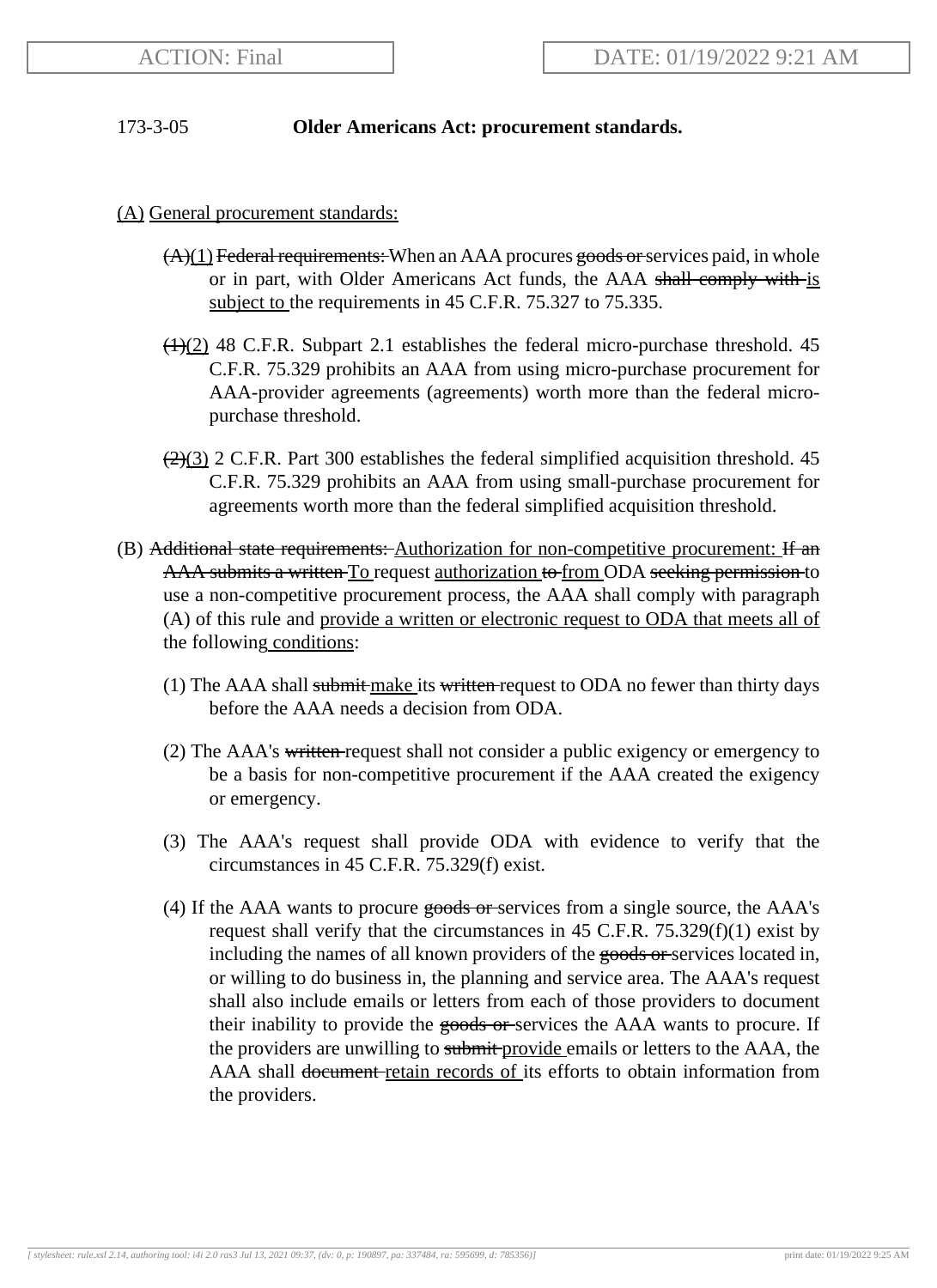173-3-05 **Older Americans Act: procurement standards.**

<u>(A)</u> <u>General procurement standards:</u>

~~(A)~~<u>(1)</u> ~~Federal requirements:~~ When an AAA procures ~~goods or~~ services paid, in whole or in part, with Older Americans Act funds, the AAA ~~shall comply with~~ <u>is subject to</u> the requirements in 45 C.F.R. 75.327 to 75.335.

~~(1)~~<u>(2)</u> 48 C.F.R. Subpart 2.1 establishes the federal micro-purchase threshold. 45 C.F.R. 75.329 prohibits an AAA from using micro-purchase procurement for AAA-provider agreements (agreements) worth more than the federal micro-purchase threshold.

~~(2)~~<u>(3)</u> 2 C.F.R. Part 300 establishes the federal simplified acquisition threshold. 45 C.F.R. 75.329 prohibits an AAA from using small-purchase procurement for agreements worth more than the federal simplified acquisition threshold.

(B) ~~Additional state requirements:~~ <u>Authorization for non-competitive procurement:</u> ~~If an AAA submits a written~~ <u>To</u> request <u>authorization</u> ~~to~~ <u>from</u> ODA ~~seeking permission~~ to use a non-competitive procurement process, the AAA shall comply with paragraph (A) of this rule and <u>provide a written or electronic request to ODA that meets all of</u> the following <u>conditions</u>:

(1) The AAA shall ~~submit~~ <u>make</u> its ~~written~~ request to ODA no fewer than thirty days before the AAA needs a decision from ODA.

(2) The AAA's ~~written~~ request shall not consider a public exigency or emergency to be a basis for non-competitive procurement if the AAA created the exigency or emergency.

(3) The AAA's request shall provide ODA with evidence to verify that the circumstances in 45 C.F.R. 75.329(f) exist.

(4) If the AAA wants to procure ~~goods or~~ services from a single source, the AAA's request shall verify that the circumstances in 45 C.F.R. 75.329(f)(1) exist by including the names of all known providers of the ~~goods or~~ services located in, or willing to do business in, the planning and service area. The AAA's request shall also include emails or letters from each of those providers to document their inability to provide the ~~goods or~~ services the AAA wants to procure. If the providers are unwilling to ~~submit~~ <u>provide</u> emails or letters to the AAA, the AAA shall ~~document~~ <u>retain records of</u> its efforts to obtain information from the providers.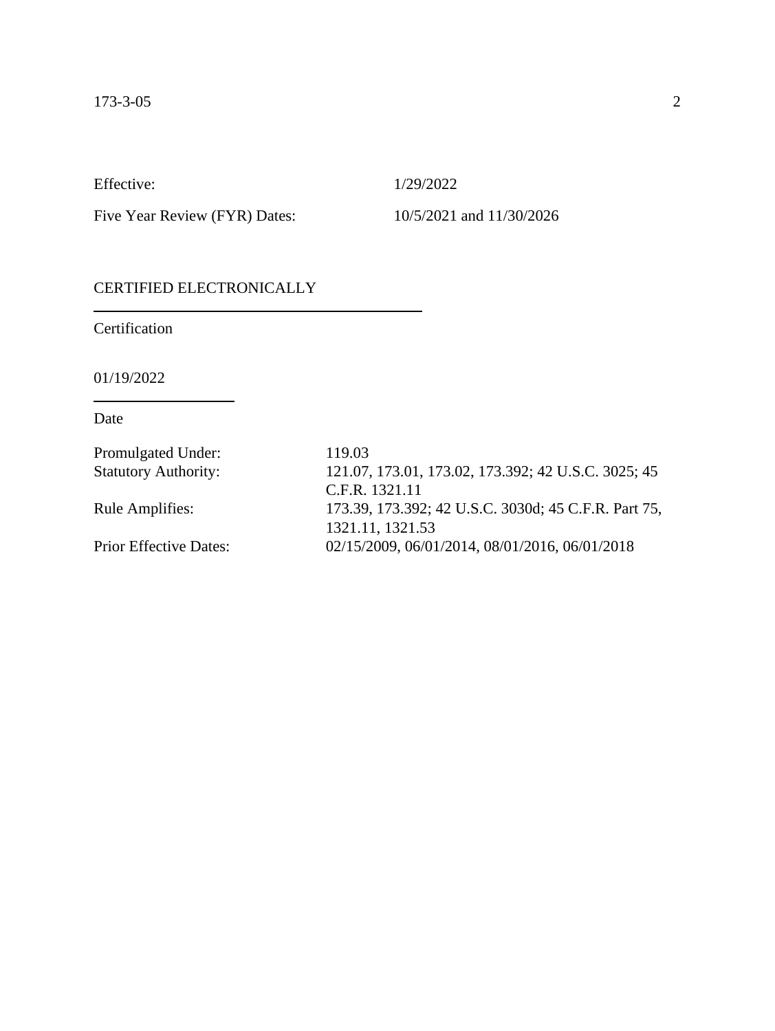Effective: 1/29/2022

Five Year Review (FYR) Dates: 10/5/2021 and 11/30/2026

CERTIFIED ELECTRONICALLY

Certification

01/19/2022

Date

| | |
|---|---|
| Promulgated Under: | 119.03 |
| Statutory Authority: | 121.07, 173.01, 173.02, 173.392; 42 U.S.C. 3025; 45 C.F.R. 1321.11 |
| Rule Amplifies: | 173.39, 173.392; 42 U.S.C. 3030d; 45 C.F.R. Part 75, 1321.11, 1321.53 |
| Prior Effective Dates: | 02/15/2009, 06/01/2014, 08/01/2016, 06/01/2018 |